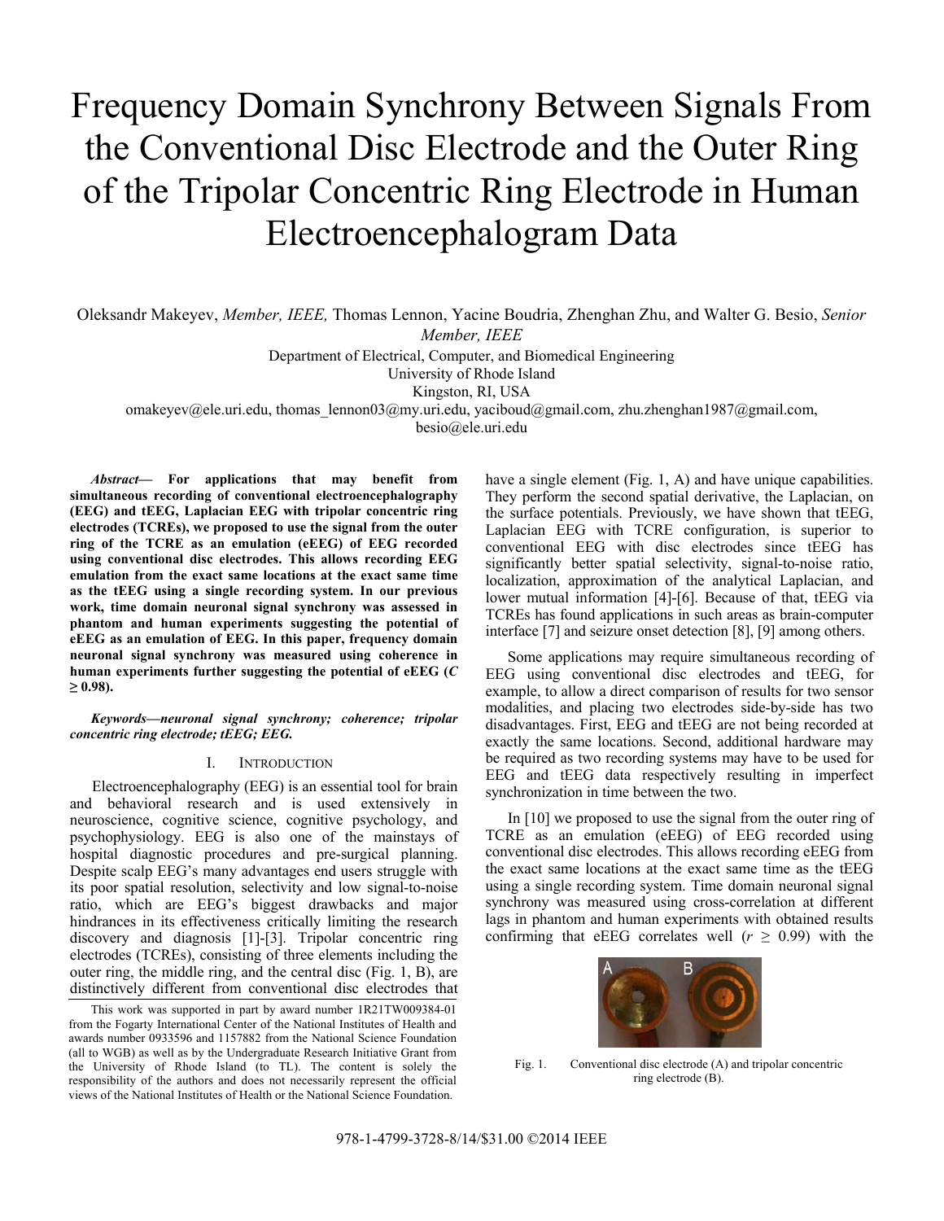# Frequency Domain Synchrony Between Signals From the Conventional Disc Electrode and the Outer Ring of the Tripolar Concentric Ring Electrode in Human Electroencephalogram Data

Oleksandr Makeyev, *Member, IEEE,* Thomas Lennon, Yacine Boudria, Zhenghan Zhu, and Walter G. Besio, *Senior Member, IEEE*

Department of Electrical, Computer, and Biomedical Engineering
University of Rhode Island
Kingston, RI, USA
omakeyev@ele.uri.edu, thomas_lennon03@my.uri.edu, yaciboud@gmail.com, zhu.zhenghan1987@gmail.com, besio@ele.uri.edu

***Abstract*— For applications that may benefit from simultaneous recording of conventional electroencephalography (EEG) and tEEG, Laplacian EEG with tripolar concentric ring electrodes (TCREs), we proposed to use the signal from the outer ring of the TCRE as an emulation (eEEG) of EEG recorded using conventional disc electrodes. This allows recording EEG emulation from the exact same locations at the exact same time as the tEEG using a single recording system. In our previous work, time domain neuronal signal synchrony was assessed in phantom and human experiments suggesting the potential of eEEG as an emulation of EEG. In this paper, frequency domain neuronal signal synchrony was measured using coherence in human experiments further suggesting the potential of eEEG ($C \geq 0.98$).**

***Keywords—neuronal signal synchrony; coherence; tripolar concentric ring electrode; tEEG; EEG.***

## I. Introduction

Electroencephalography (EEG) is an essential tool for brain and behavioral research and is used extensively in neuroscience, cognitive science, cognitive psychology, and psychophysiology. EEG is also one of the mainstays of hospital diagnostic procedures and pre-surgical planning. Despite scalp EEG's many advantages end users struggle with its poor spatial resolution, selectivity and low signal-to-noise ratio, which are EEG's biggest drawbacks and major hindrances in its effectiveness critically limiting the research discovery and diagnosis [1]-[3]. Tripolar concentric ring electrodes (TCREs), consisting of three elements including the outer ring, the middle ring, and the central disc (Fig. 1, B), are distinctively different from conventional disc electrodes that have a single element (Fig. 1, A) and have unique capabilities. They perform the second spatial derivative, the Laplacian, on the surface potentials. Previously, we have shown that tEEG, Laplacian EEG with TCRE configuration, is superior to conventional EEG with disc electrodes since tEEG has significantly better spatial selectivity, signal-to-noise ratio, localization, approximation of the analytical Laplacian, and lower mutual information [4]-[6]. Because of that, tEEG via TCREs has found applications in such areas as brain-computer interface [7] and seizure onset detection [8], [9] among others.

Some applications may require simultaneous recording of EEG using conventional disc electrodes and tEEG, for example, to allow a direct comparison of results for two sensor modalities, and placing two electrodes side-by-side has two disadvantages. First, EEG and tEEG are not being recorded at exactly the same locations. Second, additional hardware may be required as two recording systems may have to be used for EEG and tEEG data respectively resulting in imperfect synchronization in time between the two.

In [10] we proposed to use the signal from the outer ring of TCRE as an emulation (eEEG) of EEG recorded using conventional disc electrodes. This allows recording eEEG from the exact same locations at the exact same time as the tEEG using a single recording system. Time domain neuronal signal synchrony was measured using cross-correlation at different lags in phantom and human experiments with obtained results confirming that eEEG correlates well ($r \geq 0.99$) with the

Fig. 1. Conventional disc electrode (A) and tripolar concentric ring electrode (B).

This work was supported in part by award number 1R21TW009384-01 from the Fogarty International Center of the National Institutes of Health and awards number 0933596 and 1157882 from the National Science Foundation (all to WGB) as well as by the Undergraduate Research Initiative Grant from the University of Rhode Island (to TL). The content is solely the responsibility of the authors and does not necessarily represent the official views of the National Institutes of Health or the National Science Foundation.

978-1-4799-3728-8/14/$31.00 ©2014 IEEE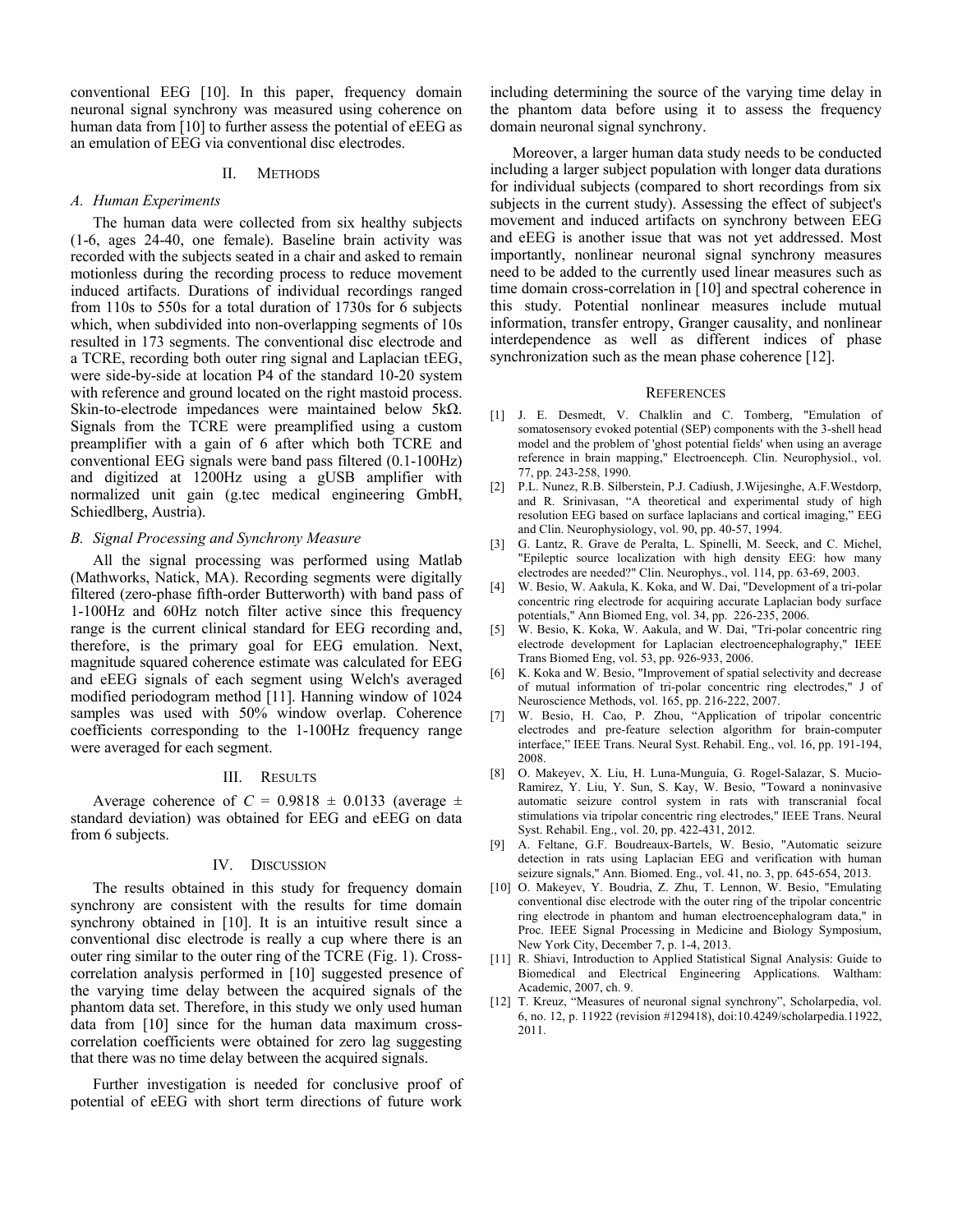conventional EEG [10]. In this paper, frequency domain neuronal signal synchrony was measured using coherence on human data from [10] to further assess the potential of eEEG as an emulation of EEG via conventional disc electrodes.

## II. Methods

### A. Human Experiments

The human data were collected from six healthy subjects (1-6, ages 24-40, one female). Baseline brain activity was recorded with the subjects seated in a chair and asked to remain motionless during the recording process to reduce movement induced artifacts. Durations of individual recordings ranged from 110s to 550s for a total duration of 1730s for 6 subjects which, when subdivided into non-overlapping segments of 10s resulted in 173 segments. The conventional disc electrode and a TCRE, recording both outer ring signal and Laplacian tEEG, were side-by-side at location P4 of the standard 10-20 system with reference and ground located on the right mastoid process. Skin-to-electrode impedances were maintained below 5kΩ. Signals from the TCRE were preamplified using a custom preamplifier with a gain of 6 after which both TCRE and conventional EEG signals were band pass filtered (0.1-100Hz) and digitized at 1200Hz using a gUSB amplifier with normalized unit gain (g.tec medical engineering GmbH, Schiedlberg, Austria).

### B. Signal Processing and Synchrony Measure

All the signal processing was performed using Matlab (Mathworks, Natick, MA). Recording segments were digitally filtered (zero-phase fifth-order Butterworth) with band pass of 1-100Hz and 60Hz notch filter active since this frequency range is the current clinical standard for EEG recording and, therefore, is the primary goal for EEG emulation. Next, magnitude squared coherence estimate was calculated for EEG and eEEG signals of each segment using Welch's averaged modified periodogram method [11]. Hanning window of 1024 samples was used with 50% window overlap. Coherence coefficients corresponding to the 1-100Hz frequency range were averaged for each segment.

## III. Results

Average coherence of $C$ = 0.9818 ± 0.0133 (average ± standard deviation) was obtained for EEG and eEEG on data from 6 subjects.

## IV. Discussion

The results obtained in this study for frequency domain synchrony are consistent with the results for time domain synchrony obtained in [10]. It is an intuitive result since a conventional disc electrode is really a cup where there is an outer ring similar to the outer ring of the TCRE (Fig. 1). Cross-correlation analysis performed in [10] suggested presence of the varying time delay between the acquired signals of the phantom data set. Therefore, in this study we only used human data from [10] since for the human data maximum cross-correlation coefficients were obtained for zero lag suggesting that there was no time delay between the acquired signals.

Further investigation is needed for conclusive proof of potential of eEEG with short term directions of future work including determining the source of the varying time delay in the phantom data before using it to assess the frequency domain neuronal signal synchrony.

Moreover, a larger human data study needs to be conducted including a larger subject population with longer data durations for individual subjects (compared to short recordings from six subjects in the current study). Assessing the effect of subject's movement and induced artifacts on synchrony between EEG and eEEG is another issue that was not yet addressed. Most importantly, nonlinear neuronal signal synchrony measures need to be added to the currently used linear measures such as time domain cross-correlation in [10] and spectral coherence in this study. Potential nonlinear measures include mutual information, transfer entropy, Granger causality, and nonlinear interdependence as well as different indices of phase synchronization such as the mean phase coherence [12].

## References

[1] J. E. Desmedt, V. Chalklin and C. Tomberg, "Emulation of somatosensory evoked potential (SEP) components with the 3-shell head model and the problem of 'ghost potential fields' when using an average reference in brain mapping," Electroenceph. Clin. Neurophysiol., vol. 77, pp. 243-258, 1990.

[2] P.L. Nunez, R.B. Silberstein, P.J. Cadiush, J.Wijesinghe, A.F.Westdorp, and R. Srinivasan, "A theoretical and experimental study of high resolution EEG based on surface laplacians and cortical imaging," EEG and Clin. Neurophysiology, vol. 90, pp. 40-57, 1994.

[3] G. Lantz, R. Grave de Peralta, L. Spinelli, M. Seeck, and C. Michel, "Epileptic source localization with high density EEG: how many electrodes are needed?" Clin. Neurophys., vol. 114, pp. 63-69, 2003.

[4] W. Besio, W. Aakula, K. Koka, and W. Dai, "Development of a tri-polar concentric ring electrode for acquiring accurate Laplacian body surface potentials," Ann Biomed Eng, vol. 34, pp. 226-235, 2006.

[5] W. Besio, K. Koka, W. Aakula, and W. Dai, "Tri-polar concentric ring electrode development for Laplacian electroencephalography," IEEE Trans Biomed Eng, vol. 53, pp. 926-933, 2006.

[6] K. Koka and W. Besio, "Improvement of spatial selectivity and decrease of mutual information of tri-polar concentric ring electrodes," J of Neuroscience Methods, vol. 165, pp. 216-222, 2007.

[7] W. Besio, H. Cao, P. Zhou, "Application of tripolar concentric electrodes and pre-feature selection algorithm for brain-computer interface," IEEE Trans. Neural Syst. Rehabil. Eng., vol. 16, pp. 191-194, 2008.

[8] O. Makeyev, X. Liu, H. Luna-Munguía, G. Rogel-Salazar, S. Mucio-Ramirez, Y. Liu, Y. Sun, S. Kay, W. Besio, "Toward a noninvasive automatic seizure control system in rats with transcranial focal stimulations via tripolar concentric ring electrodes," IEEE Trans. Neural Syst. Rehabil. Eng., vol. 20, pp. 422-431, 2012.

[9] A. Feltane, G.F. Boudreaux-Bartels, W. Besio, "Automatic seizure detection in rats using Laplacian EEG and verification with human seizure signals," Ann. Biomed. Eng., vol. 41, no. 3, pp. 645-654, 2013.

[10] O. Makeyev, Y. Boudria, Z. Zhu, T. Lennon, W. Besio, "Emulating conventional disc electrode with the outer ring of the tripolar concentric ring electrode in phantom and human electroencephalogram data," in Proc. IEEE Signal Processing in Medicine and Biology Symposium, New York City, December 7, p. 1-4, 2013.

[11] R. Shiavi, Introduction to Applied Statistical Signal Analysis: Guide to Biomedical and Electrical Engineering Applications. Waltham: Academic, 2007, ch. 9.

[12] T. Kreuz, "Measures of neuronal signal synchrony", Scholarpedia, vol. 6, no. 12, p. 11922 (revision #129418), doi:10.4249/scholarpedia.11922, 2011.